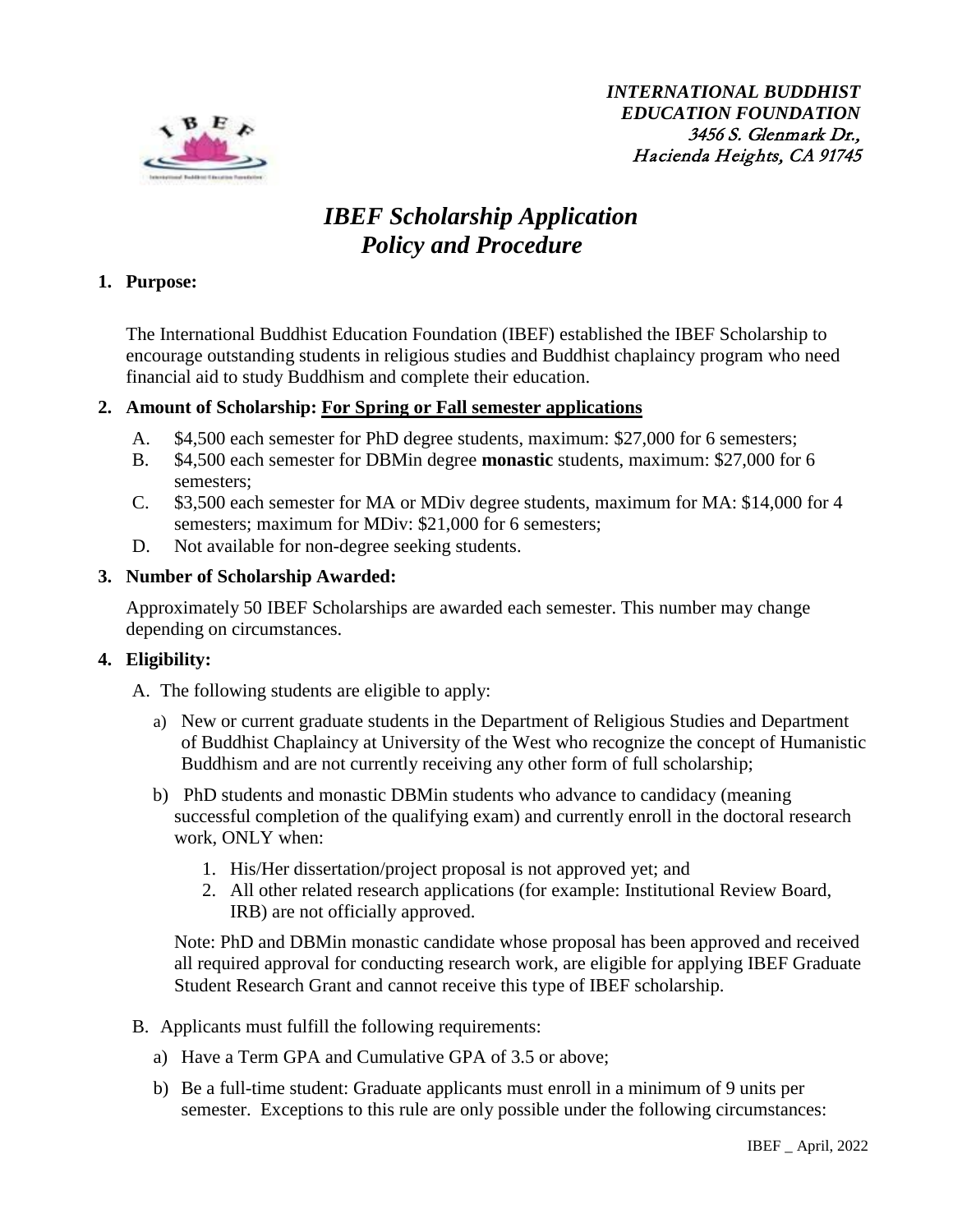***INTERNATIONAL BUDDHIST EDUCATION FOUNDATION***
*3456 S. Glenmark Dr.,*
*Hacienda Heights, CA 91745*

# *IBEF Scholarship Application Policy and Procedure*

**1. Purpose:**

The International Buddhist Education Foundation (IBEF) established the IBEF Scholarship to encourage outstanding students in religious studies and Buddhist chaplaincy program who need financial aid to study Buddhism and complete their education.

**2. Amount of Scholarship: <u>For Spring or Fall semester applications</u>**

A. $4,500 each semester for PhD degree students, maximum: $27,000 for 6 semesters;
B. $4,500 each semester for DBMin degree **monastic** students, maximum: $27,000 for 6 semesters;
C. $3,500 each semester for MA or MDiv degree students, maximum for MA: $14,000 for 4 semesters; maximum for MDiv: $21,000 for 6 semesters;
D. Not available for non-degree seeking students.

**3. Number of Scholarship Awarded:**

Approximately 50 IBEF Scholarships are awarded each semester. This number may change depending on circumstances.

**4. Eligibility:**

A. The following students are eligible to apply:

a) New or current graduate students in the Department of Religious Studies and Department of Buddhist Chaplaincy at University of the West who recognize the concept of Humanistic Buddhism and are not currently receiving any other form of full scholarship;

b) PhD students and monastic DBMin students who advance to candidacy (meaning successful completion of the qualifying exam) and currently enroll in the doctoral research work, ONLY when:

1. His/Her dissertation/project proposal is not approved yet; and
2. All other related research applications (for example: Institutional Review Board, IRB) are not officially approved.

Note: PhD and DBMin monastic candidate whose proposal has been approved and received all required approval for conducting research work, are eligible for applying IBEF Graduate Student Research Grant and cannot receive this type of IBEF scholarship.

B. Applicants must fulfill the following requirements:

a) Have a Term GPA and Cumulative GPA of 3.5 or above;

b) Be a full-time student: Graduate applicants must enroll in a minimum of 9 units per semester. Exceptions to this rule are only possible under the following circumstances: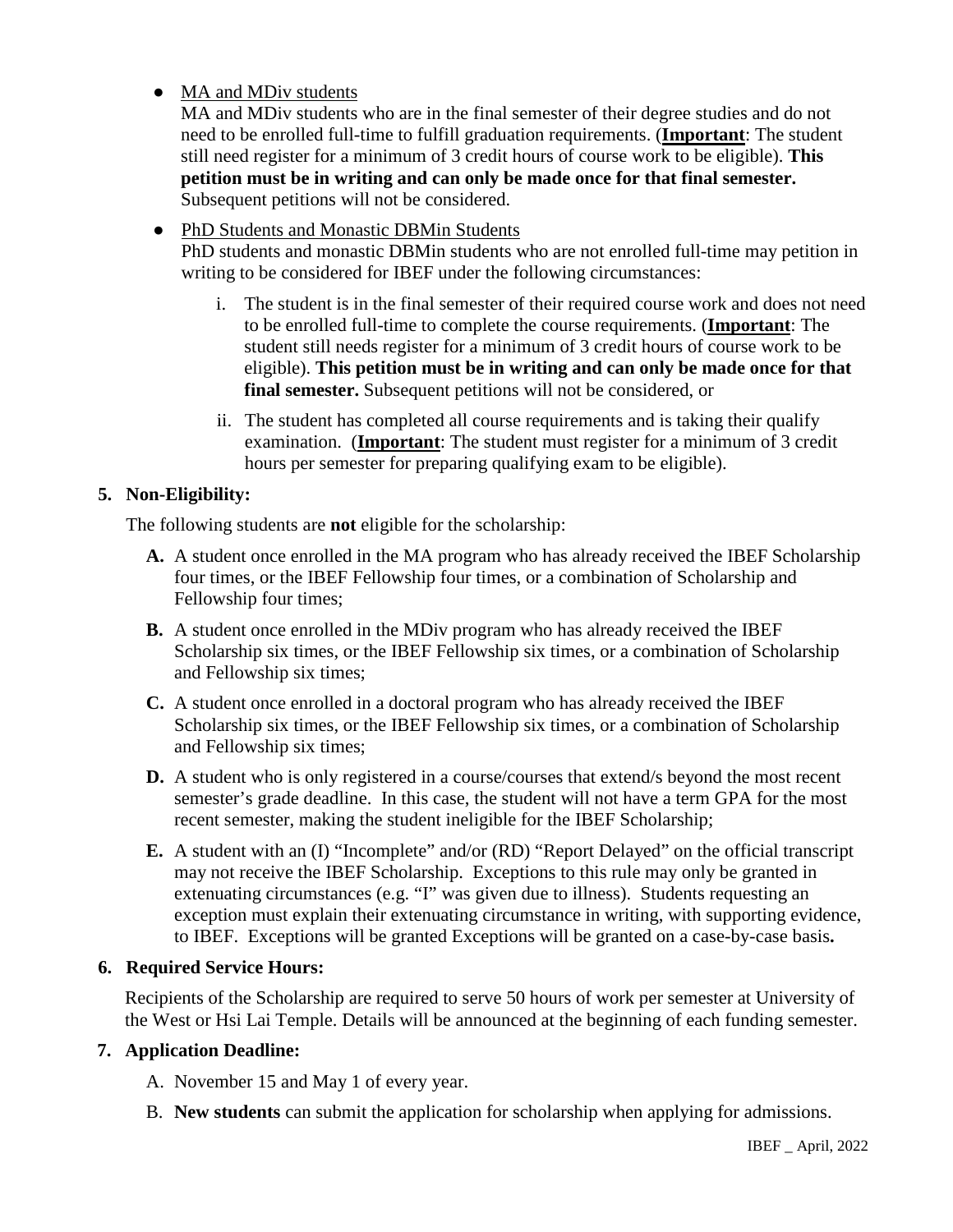- <u>MA and MDiv students</u>
  MA and MDiv students who are in the final semester of their degree studies and do not need to be enrolled full-time to fulfill graduation requirements. (**<u>Important</u>**: The student still need register for a minimum of 3 credit hours of course work to be eligible). **This petition must be in writing and can only be made once for that final semester.** Subsequent petitions will not be considered.

- <u>PhD Students and Monastic DBMin Students</u>
  PhD students and monastic DBMin students who are not enrolled full-time may petition in writing to be considered for IBEF under the following circumstances:

  i. The student is in the final semester of their required course work and does not need to be enrolled full-time to complete the course requirements. (**<u>Important</u>**: The student still needs register for a minimum of 3 credit hours of course work to be eligible). **This petition must be in writing and can only be made once for that final semester.** Subsequent petitions will not be considered, or

  ii. The student has completed all course requirements and is taking their qualify examination. (**<u>Important</u>**: The student must register for a minimum of 3 credit hours per semester for preparing qualifying exam to be eligible).

**5. Non-Eligibility:**

The following students are **not** eligible for the scholarship:

**A.** A student once enrolled in the MA program who has already received the IBEF Scholarship four times, or the IBEF Fellowship four times, or a combination of Scholarship and Fellowship four times;

**B.** A student once enrolled in the MDiv program who has already received the IBEF Scholarship six times, or the IBEF Fellowship six times, or a combination of Scholarship and Fellowship six times;

**C.** A student once enrolled in a doctoral program who has already received the IBEF Scholarship six times, or the IBEF Fellowship six times, or a combination of Scholarship and Fellowship six times;

**D.** A student who is only registered in a course/courses that extend/s beyond the most recent semester's grade deadline. In this case, the student will not have a term GPA for the most recent semester, making the student ineligible for the IBEF Scholarship;

**E.** A student with an (I) "Incomplete" and/or (RD) "Report Delayed" on the official transcript may not receive the IBEF Scholarship. Exceptions to this rule may only be granted in extenuating circumstances (e.g. "I" was given due to illness). Students requesting an exception must explain their extenuating circumstance in writing, with supporting evidence, to IBEF. Exceptions will be granted Exceptions will be granted on a case-by-case basis**.**

**6. Required Service Hours:**

Recipients of the Scholarship are required to serve 50 hours of work per semester at University of the West or Hsi Lai Temple. Details will be announced at the beginning of each funding semester.

**7. Application Deadline:**

A. November 15 and May 1 of every year.

B. **New students** can submit the application for scholarship when applying for admissions.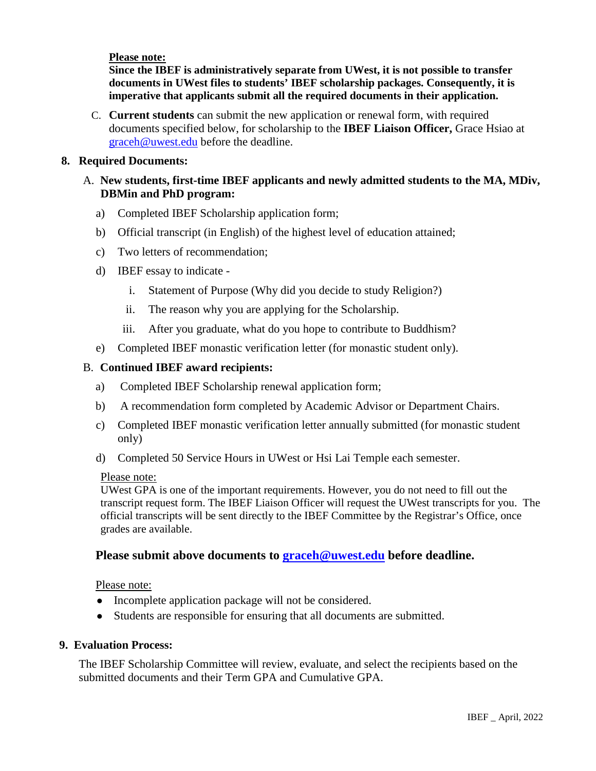**Please note:**
**Since the IBEF is administratively separate from UWest, it is not possible to transfer documents in UWest files to students' IBEF scholarship packages. Consequently, it is imperative that applicants submit all the required documents in their application.**

C. **Current students** can submit the new application or renewal form, with required documents specified below, for scholarship to the **IBEF Liaison Officer,** Grace Hsiao at graceh@uwest.edu before the deadline.

## 8. Required Documents:

A. **New students, first-time IBEF applicants and newly admitted students to the MA, MDiv, DBMin and PhD program:**

a) Completed IBEF Scholarship application form;

b) Official transcript (in English) of the highest level of education attained;

c) Two letters of recommendation;

d) IBEF essay to indicate -

i. Statement of Purpose (Why did you decide to study Religion?)

ii. The reason why you are applying for the Scholarship.

iii. After you graduate, what do you hope to contribute to Buddhism?

e) Completed IBEF monastic verification letter (for monastic student only).

B. **Continued IBEF award recipients:**

a) Completed IBEF Scholarship renewal application form;

b) A recommendation form completed by Academic Advisor or Department Chairs.

c) Completed IBEF monastic verification letter annually submitted (for monastic student only)

d) Completed 50 Service Hours in UWest or Hsi Lai Temple each semester.

Please note:
UWest GPA is one of the important requirements. However, you do not need to fill out the transcript request form. The IBEF Liaison Officer will request the UWest transcripts for you. The official transcripts will be sent directly to the IBEF Committee by the Registrar's Office, once grades are available.

**Please submit above documents to graceh@uwest.edu before deadline.**

Please note:

- Incomplete application package will not be considered.
- Students are responsible for ensuring that all documents are submitted.

## 9. Evaluation Process:

The IBEF Scholarship Committee will review, evaluate, and select the recipients based on the submitted documents and their Term GPA and Cumulative GPA.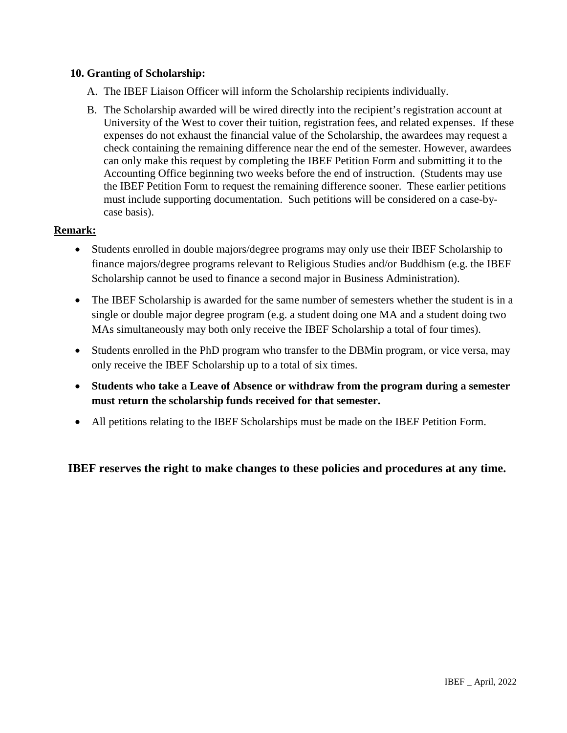**10. Granting of Scholarship:**

A. The IBEF Liaison Officer will inform the Scholarship recipients individually.

B. The Scholarship awarded will be wired directly into the recipient's registration account at University of the West to cover their tuition, registration fees, and related expenses. If these expenses do not exhaust the financial value of the Scholarship, the awardees may request a check containing the remaining difference near the end of the semester. However, awardees can only make this request by completing the IBEF Petition Form and submitting it to the Accounting Office beginning two weeks before the end of instruction. (Students may use the IBEF Petition Form to request the remaining difference sooner. These earlier petitions must include supporting documentation. Such petitions will be considered on a case-by-case basis).

**Remark:**

- Students enrolled in double majors/degree programs may only use their IBEF Scholarship to finance majors/degree programs relevant to Religious Studies and/or Buddhism (e.g. the IBEF Scholarship cannot be used to finance a second major in Business Administration).
- The IBEF Scholarship is awarded for the same number of semesters whether the student is in a single or double major degree program (e.g. a student doing one MA and a student doing two MAs simultaneously may both only receive the IBEF Scholarship a total of four times).
- Students enrolled in the PhD program who transfer to the DBMin program, or vice versa, may only receive the IBEF Scholarship up to a total of six times.
- **Students who take a Leave of Absence or withdraw from the program during a semester must return the scholarship funds received for that semester.**
- All petitions relating to the IBEF Scholarships must be made on the IBEF Petition Form.

**IBEF reserves the right to make changes to these policies and procedures at any time.**

IBEF _ April, 2022